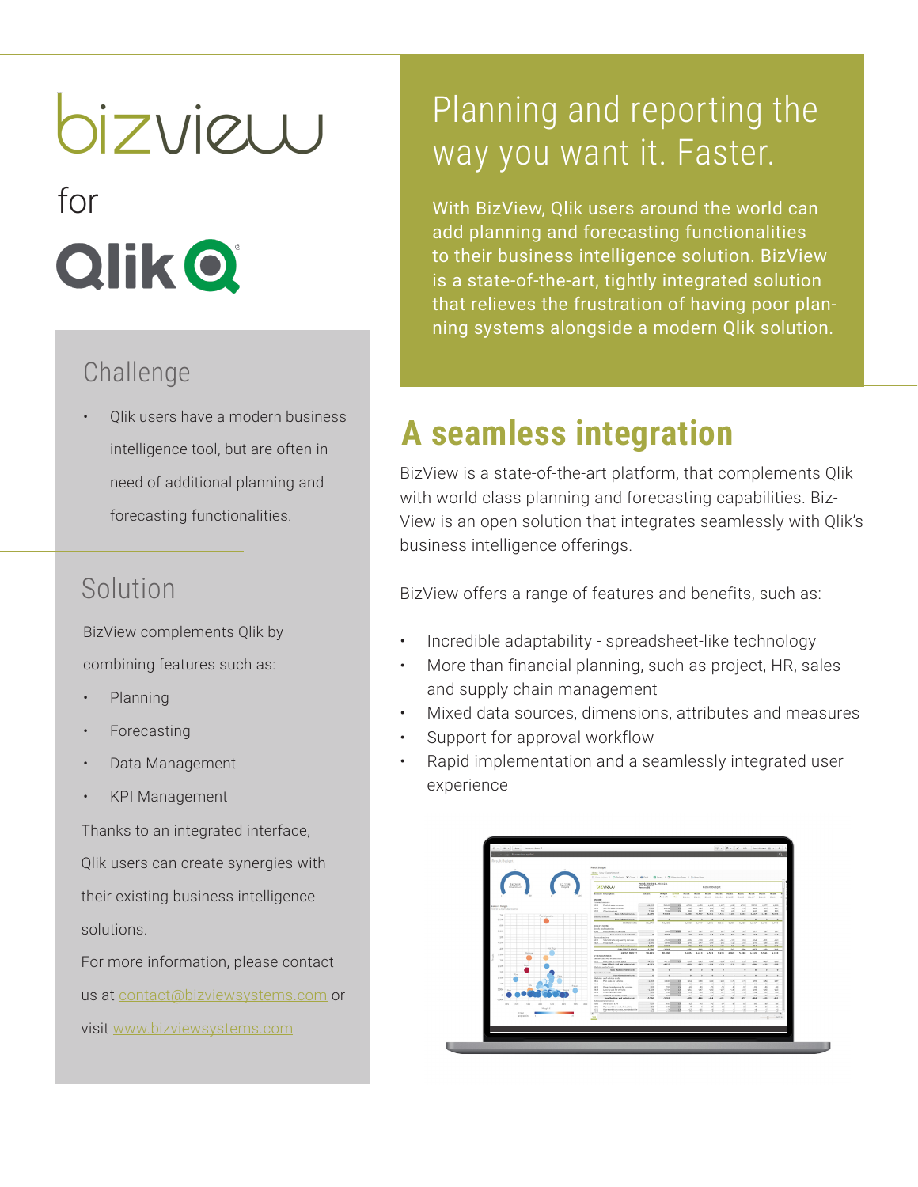# bizview for Qlik

## Planning and reporting the way you want it. Faster.

With BizView, Qlik users around the world can add planning and forecasting functionalities to their business intelligence solution. BizView is a state-of-the-art, tightly integrated solution that relieves the frustration of having poor planning systems alongside a modern Qlik solution.

## Challenge

- Qlik users have a modern business intelligence tool, but are often in need of additional planning and forecasting functionalities.

## Solution

BizView complements Qlik by combining features such as:

- Planning
- Forecasting
- Data Management
- KPI Management

Thanks to an integrated interface, Qlik users can create synergies with their existing business intelligence solutions.

For more information, please contact us at contact@bizviewsystems.com or visit www.bizviewsystems.com

## A seamless integration

BizView is a state-of-the-art platform, that complements Qlik with world class planning and forecasting capabilities. BizView is an open solution that integrates seamlessly with Qlik's business intelligence offerings.

BizView offers a range of features and benefits, such as:

- Incredible adaptability - spreadsheet-like technology
- More than financial planning, such as project, HR, sales and supply chain management
- Mixed data sources, dimensions, attributes and measures
- Support for approval workflow
- Rapid implementation and a seamlessly integrated user experience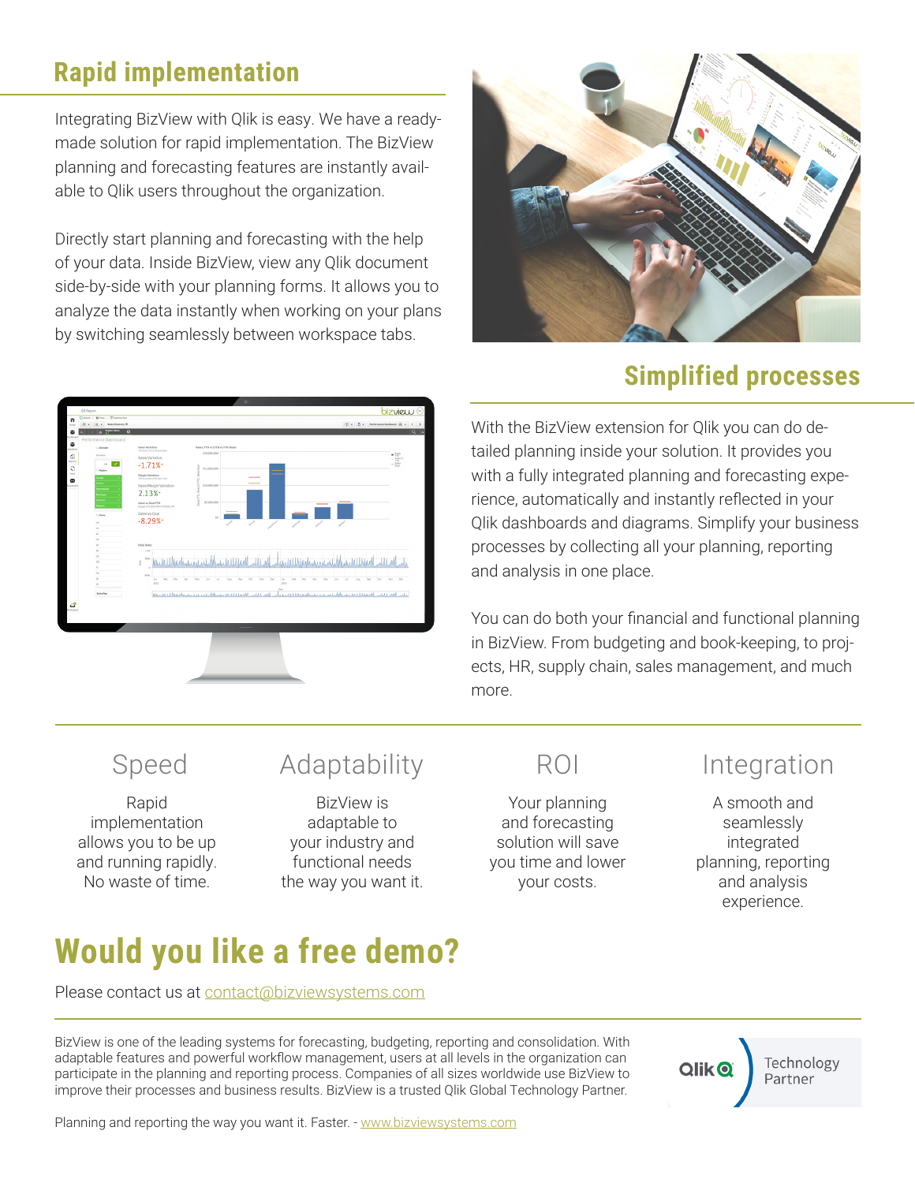## Rapid implementation

Integrating BizView with Qlik is easy. We have a ready-made solution for rapid implementation. The BizView planning and forecasting features are instantly available to Qlik users throughout the organization.

Directly start planning and forecasting with the help of your data. Inside BizView, view any Qlik document side-by-side with your planning forms. It allows you to analyze the data instantly when working on your plans by switching seamlessly between workspace tabs.

## Simplified processes

With the BizView extension for Qlik you can do detailed planning inside your solution. It provides you with a fully integrated planning and forecasting experience, automatically and instantly reflected in your Qlik dashboards and diagrams. Simplify your business processes by collecting all your planning, reporting and analysis in one place.

You can do both your financial and functional planning in BizView. From budgeting and book-keeping, to projects, HR, supply chain, sales management, and much more.

### Speed

Rapid implementation allows you to be up and running rapidly. No waste of time.

### Adaptability

BizView is adaptable to your industry and functional needs the way you want it.

### ROI

Your planning and forecasting solution will save you time and lower your costs.

### Integration

A smooth and seamlessly integrated planning, reporting and analysis experience.

## Would you like a free demo?

Please contact us at contact@bizviewsystems.com

BizView is one of the leading systems for forecasting, budgeting, reporting and consolidation. With adaptable features and powerful workflow management, users at all levels in the organization can participate in the planning and reporting process. Companies of all sizes worldwide use BizView to improve their processes and business results. BizView is a trusted Qlik Global Technology Partner.

Qlik Technology Partner

Planning and reporting the way you want it. Faster. - www.bizviewsystems.com